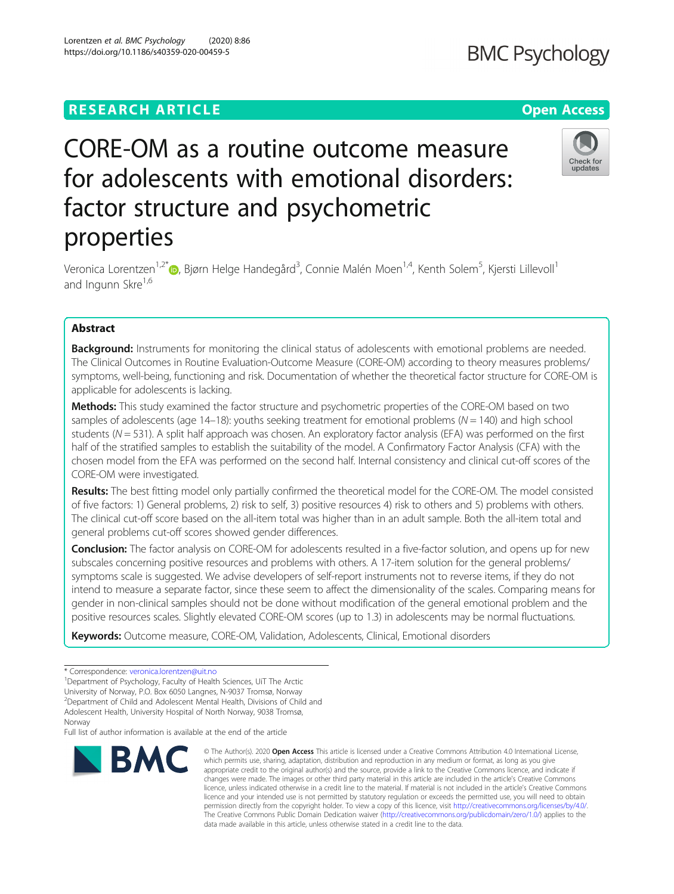RESEARCH ARTICLE

Open Access

# CORE-OM as a routine outcome measure for adolescents with emotional disorders: factor structure and psychometric properties

Veronica Lorentzen[1,2*], Bjørn Helge Handegård[3], Connie Malén Moen[1,4], Kenth Solem[5], Kjersti Lillevoll[1] and Ingunn Skre[1,6]

## Abstract

**Background:** Instruments for monitoring the clinical status of adolescents with emotional problems are needed. The Clinical Outcomes in Routine Evaluation-Outcome Measure (CORE-OM) according to theory measures problems/symptoms, well-being, functioning and risk. Documentation of whether the theoretical factor structure for CORE-OM is applicable for adolescents is lacking.

**Methods:** This study examined the factor structure and psychometric properties of the CORE-OM based on two samples of adolescents (age 14–18): youths seeking treatment for emotional problems (N = 140) and high school students (N = 531). A split half approach was chosen. An exploratory factor analysis (EFA) was performed on the first half of the stratified samples to establish the suitability of the model. A Confirmatory Factor Analysis (CFA) with the chosen model from the EFA was performed on the second half. Internal consistency and clinical cut-off scores of the CORE-OM were investigated.

**Results:** The best fitting model only partially confirmed the theoretical model for the CORE-OM. The model consisted of five factors: 1) General problems, 2) risk to self, 3) positive resources 4) risk to others and 5) problems with others. The clinical cut-off score based on the all-item total was higher than in an adult sample. Both the all-item total and general problems cut-off scores showed gender differences.

**Conclusion:** The factor analysis on CORE-OM for adolescents resulted in a five-factor solution, and opens up for new subscales concerning positive resources and problems with others. A 17-item solution for the general problems/symptoms scale is suggested. We advise developers of self-report instruments not to reverse items, if they do not intend to measure a separate factor, since these seem to affect the dimensionality of the scales. Comparing means for gender in non-clinical samples should not be done without modification of the general emotional problem and the positive resources scales. Slightly elevated CORE-OM scores (up to 1.3) in adolescents may be normal fluctuations.

**Keywords:** Outcome measure, CORE-OM, Validation, Adolescents, Clinical, Emotional disorders

---

* Correspondence: veronica.lorentzen@uit.no

[1]Department of Psychology, Faculty of Health Sciences, UiT The Arctic University of Norway, P.O. Box 6050 Langnes, N-9037 Tromsø, Norway

[2]Department of Child and Adolescent Mental Health, Divisions of Child and Adolescent Health, University Hospital of North Norway, 9038 Tromsø, Norway

Full list of author information is available at the end of the article

© The Author(s). 2020 **Open Access** This article is licensed under a Creative Commons Attribution 4.0 International License, which permits use, sharing, adaptation, distribution and reproduction in any medium or format, as long as you give appropriate credit to the original author(s) and the source, provide a link to the Creative Commons licence, and indicate if changes were made. The images or other third party material in this article are included in the article's Creative Commons licence, unless indicated otherwise in a credit line to the material. If material is not included in the article's Creative Commons licence and your intended use is not permitted by statutory regulation or exceeds the permitted use, you will need to obtain permission directly from the copyright holder. To view a copy of this licence, visit http://creativecommons.org/licenses/by/4.0/. The Creative Commons Public Domain Dedication waiver (http://creativecommons.org/publicdomain/zero/1.0/) applies to the data made available in this article, unless otherwise stated in a credit line to the data.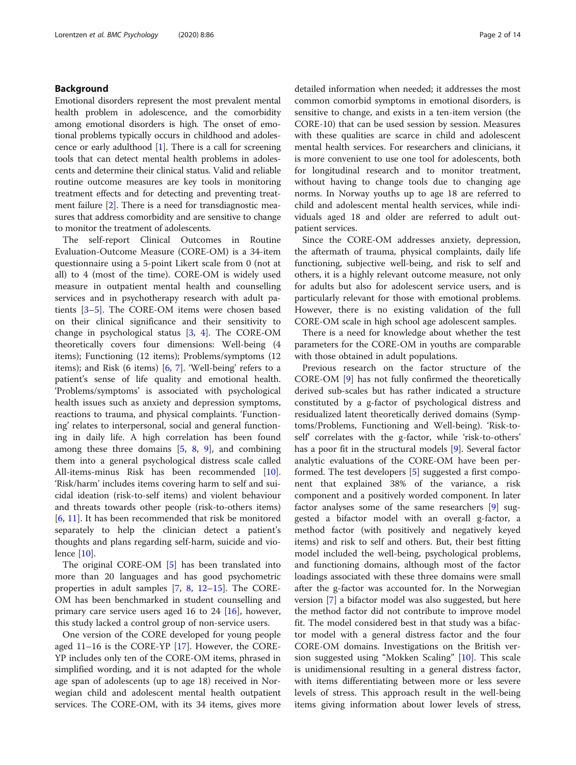## Background

Emotional disorders represent the most prevalent mental health problem in adolescence, and the comorbidity among emotional disorders is high. The onset of emotional problems typically occurs in childhood and adolescence or early adulthood [1]. There is a call for screening tools that can detect mental health problems in adolescents and determine their clinical status. Valid and reliable routine outcome measures are key tools in monitoring treatment effects and for detecting and preventing treatment failure [2]. There is a need for transdiagnostic measures that address comorbidity and are sensitive to change to monitor the treatment of adolescents.

The self-report Clinical Outcomes in Routine Evaluation-Outcome Measure (CORE-OM) is a 34-item questionnaire using a 5-point Likert scale from 0 (not at all) to 4 (most of the time). CORE-OM is widely used measure in outpatient mental health and counselling services and in psychotherapy research with adult patients [3–5]. The CORE-OM items were chosen based on their clinical significance and their sensitivity to change in psychological status [3, 4]. The CORE-OM theoretically covers four dimensions: Well-being (4 items); Functioning (12 items); Problems/symptoms (12 items); and Risk (6 items) [6, 7]. 'Well-being' refers to a patient's sense of life quality and emotional health. 'Problems/symptoms' is associated with psychological health issues such as anxiety and depression symptoms, reactions to trauma, and physical complaints. 'Functioning' relates to interpersonal, social and general functioning in daily life. A high correlation has been found among these three domains [5, 8, 9], and combining them into a general psychological distress scale called All-items-minus Risk has been recommended [10]. 'Risk/harm' includes items covering harm to self and suicidal ideation (risk-to-self items) and violent behaviour and threats towards other people (risk-to-others items) [6, 11]. It has been recommended that risk be monitored separately to help the clinician detect a patient's thoughts and plans regarding self-harm, suicide and violence [10].

The original CORE-OM [5] has been translated into more than 20 languages and has good psychometric properties in adult samples [7, 8, 12–15]. The CORE-OM has been benchmarked in student counselling and primary care service users aged 16 to 24 [16], however, this study lacked a control group of non-service users.

One version of the CORE developed for young people aged 11–16 is the CORE-YP [17]. However, the CORE-YP includes only ten of the CORE-OM items, phrased in simplified wording, and it is not adapted for the whole age span of adolescents (up to age 18) received in Norwegian child and adolescent mental health outpatient services. The CORE-OM, with its 34 items, gives more detailed information when needed; it addresses the most common comorbid symptoms in emotional disorders, is sensitive to change, and exists in a ten-item version (the CORE-10) that can be used session by session. Measures with these qualities are scarce in child and adolescent mental health services. For researchers and clinicians, it is more convenient to use one tool for adolescents, both for longitudinal research and to monitor treatment, without having to change tools due to changing age norms. In Norway youths up to age 18 are referred to child and adolescent mental health services, while individuals aged 18 and older are referred to adult outpatient services.

Since the CORE-OM addresses anxiety, depression, the aftermath of trauma, physical complaints, daily life functioning, subjective well-being, and risk to self and others, it is a highly relevant outcome measure, not only for adults but also for adolescent service users, and is particularly relevant for those with emotional problems. However, there is no existing validation of the full CORE-OM scale in high school age adolescent samples.

There is a need for knowledge about whether the test parameters for the CORE-OM in youths are comparable with those obtained in adult populations.

Previous research on the factor structure of the CORE-OM [9] has not fully confirmed the theoretically derived sub-scales but has rather indicated a structure constituted by a g-factor of psychological distress and residualized latent theoretically derived domains (Symptoms/Problems, Functioning and Well-being). 'Risk-to-self' correlates with the g-factor, while 'risk-to-others' has a poor fit in the structural models [9]. Several factor analytic evaluations of the CORE-OM have been performed. The test developers [5] suggested a first component that explained 38% of the variance, a risk component and a positively worded component. In later factor analyses some of the same researchers [9] suggested a bifactor model with an overall g-factor, a method factor (with positively and negatively keyed items) and risk to self and others. But, their best fitting model included the well-being, psychological problems, and functioning domains, although most of the factor loadings associated with these three domains were small after the g-factor was accounted for. In the Norwegian version [7] a bifactor model was also suggested, but here the method factor did not contribute to improve model fit. The model considered best in that study was a bifactor model with a general distress factor and the four CORE-OM domains. Investigations on the British version suggested using "Mokken Scaling" [10]. This scale is unidimensional resulting in a general distress factor, with items differentiating between more or less severe levels of stress. This approach result in the well-being items giving information about lower levels of stress,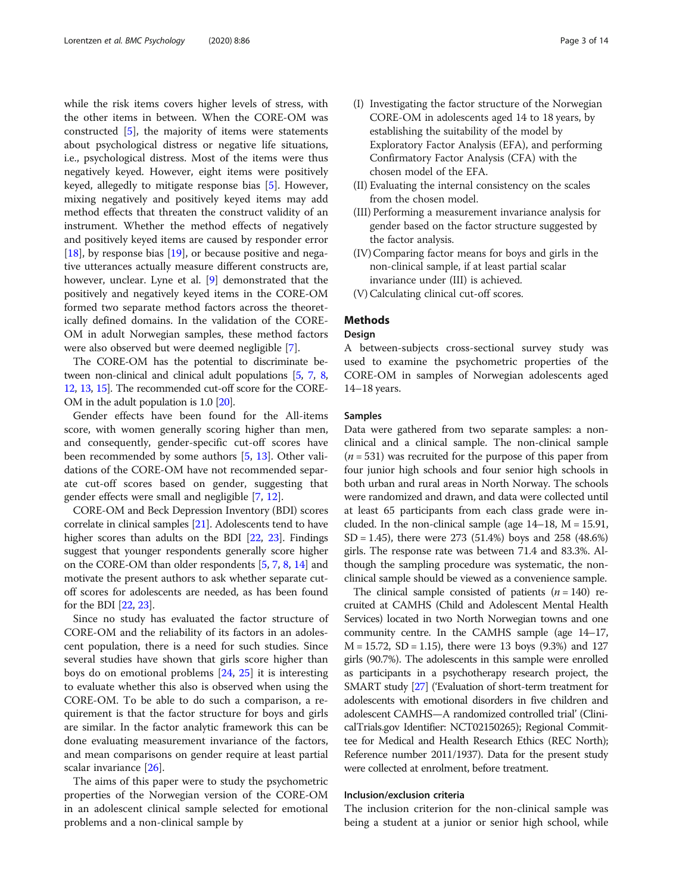while the risk items covers higher levels of stress, with the other items in between. When the CORE-OM was constructed [5], the majority of items were statements about psychological distress or negative life situations, i.e., psychological distress. Most of the items were thus negatively keyed. However, eight items were positively keyed, allegedly to mitigate response bias [5]. However, mixing negatively and positively keyed items may add method effects that threaten the construct validity of an instrument. Whether the method effects of negatively and positively keyed items are caused by responder error [18], by response bias [19], or because positive and negative utterances actually measure different constructs are, however, unclear. Lyne et al. [9] demonstrated that the positively and negatively keyed items in the CORE-OM formed two separate method factors across the theoretically defined domains. In the validation of the CORE-OM in adult Norwegian samples, these method factors were also observed but were deemed negligible [7].

The CORE-OM has the potential to discriminate between non-clinical and clinical adult populations [5, 7, 8, 12, 13, 15]. The recommended cut-off score for the CORE-OM in the adult population is 1.0 [20].

Gender effects have been found for the All-items score, with women generally scoring higher than men, and consequently, gender-specific cut-off scores have been recommended by some authors [5, 13]. Other validations of the CORE-OM have not recommended separate cut-off scores based on gender, suggesting that gender effects were small and negligible [7, 12].

CORE-OM and Beck Depression Inventory (BDI) scores correlate in clinical samples [21]. Adolescents tend to have higher scores than adults on the BDI [22, 23]. Findings suggest that younger respondents generally score higher on the CORE-OM than older respondents [5, 7, 8, 14] and motivate the present authors to ask whether separate cut-off scores for adolescents are needed, as has been found for the BDI [22, 23].

Since no study has evaluated the factor structure of CORE-OM and the reliability of its factors in an adolescent population, there is a need for such studies. Since several studies have shown that girls score higher than boys do on emotional problems [24, 25] it is interesting to evaluate whether this also is observed when using the CORE-OM. To be able to do such a comparison, a requirement is that the factor structure for boys and girls are similar. In the factor analytic framework this can be done evaluating measurement invariance of the factors, and mean comparisons on gender require at least partial scalar invariance [26].

The aims of this paper were to study the psychometric properties of the Norwegian version of the CORE-OM in an adolescent clinical sample selected for emotional problems and a non-clinical sample by

(I) Investigating the factor structure of the Norwegian CORE-OM in adolescents aged 14 to 18 years, by establishing the suitability of the model by Exploratory Factor Analysis (EFA), and performing Confirmatory Factor Analysis (CFA) with the chosen model of the EFA.
(II) Evaluating the internal consistency on the scales from the chosen model.
(III) Performing a measurement invariance analysis for gender based on the factor structure suggested by the factor analysis.
(IV) Comparing factor means for boys and girls in the non-clinical sample, if at least partial scalar invariance under (III) is achieved.
(V) Calculating clinical cut-off scores.

## Methods

### Design

A between-subjects cross-sectional survey study was used to examine the psychometric properties of the CORE-OM in samples of Norwegian adolescents aged 14–18 years.

### Samples

Data were gathered from two separate samples: a non-clinical and a clinical sample. The non-clinical sample ($n = 531$) was recruited for the purpose of this paper from four junior high schools and four senior high schools in both urban and rural areas in North Norway. The schools were randomized and drawn, and data were collected until at least 65 participants from each class grade were included. In the non-clinical sample (age 14–18, M = 15.91, SD = 1.45), there were 273 (51.4%) boys and 258 (48.6%) girls. The response rate was between 71.4 and 83.3%. Although the sampling procedure was systematic, the non-clinical sample should be viewed as a convenience sample.

The clinical sample consisted of patients ($n = 140$) recruited at CAMHS (Child and Adolescent Mental Health Services) located in two North Norwegian towns and one community centre. In the CAMHS sample (age 14–17, M = 15.72, SD = 1.15), there were 13 boys (9.3%) and 127 girls (90.7%). The adolescents in this sample were enrolled as participants in a psychotherapy research project, the SMART study [27] ('Evaluation of short-term treatment for adolescents with emotional disorders in five children and adolescent CAMHS—A randomized controlled trial' (ClinicalTrials.gov Identifier: NCT02150265); Regional Committee for Medical and Health Research Ethics (REC North); Reference number 2011/1937). Data for the present study were collected at enrolment, before treatment.

### Inclusion/exclusion criteria

The inclusion criterion for the non-clinical sample was being a student at a junior or senior high school, while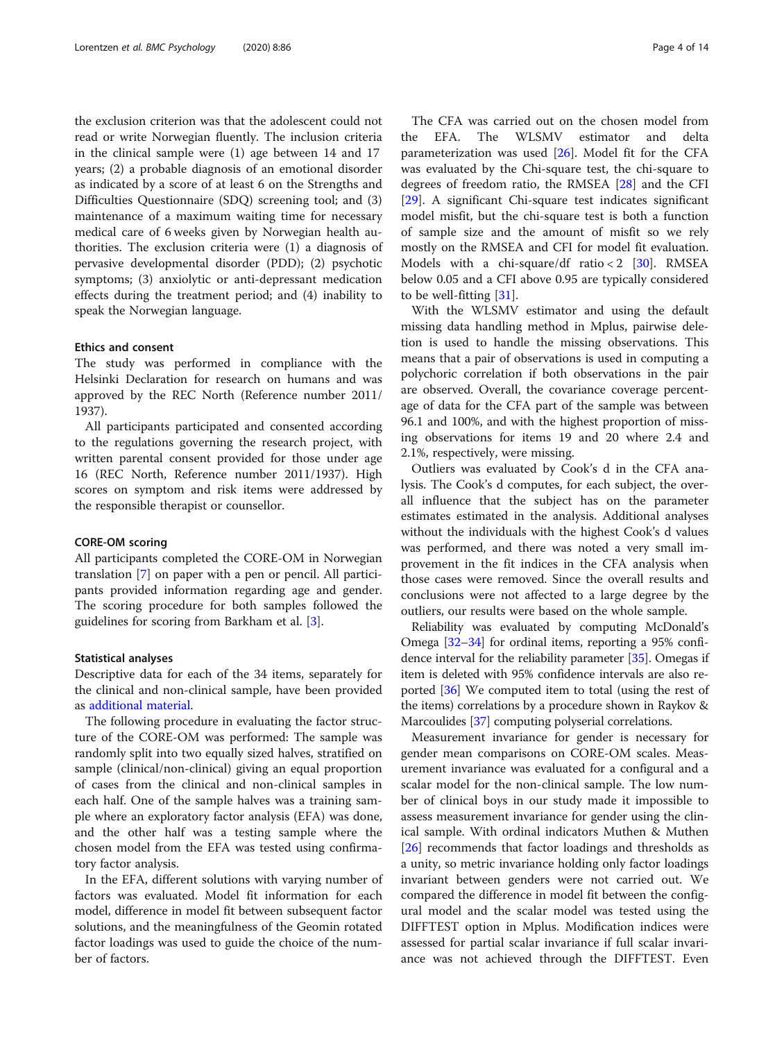the exclusion criterion was that the adolescent could not read or write Norwegian fluently. The inclusion criteria in the clinical sample were (1) age between 14 and 17 years; (2) a probable diagnosis of an emotional disorder as indicated by a score of at least 6 on the Strengths and Difficulties Questionnaire (SDQ) screening tool; and (3) maintenance of a maximum waiting time for necessary medical care of 6 weeks given by Norwegian health authorities. The exclusion criteria were (1) a diagnosis of pervasive developmental disorder (PDD); (2) psychotic symptoms; (3) anxiolytic or anti-depressant medication effects during the treatment period; and (4) inability to speak the Norwegian language.

#### Ethics and consent

The study was performed in compliance with the Helsinki Declaration for research on humans and was approved by the REC North (Reference number 2011/1937).

All participants participated and consented according to the regulations governing the research project, with written parental consent provided for those under age 16 (REC North, Reference number 2011/1937). High scores on symptom and risk items were addressed by the responsible therapist or counsellor.

#### CORE-OM scoring

All participants completed the CORE-OM in Norwegian translation [7] on paper with a pen or pencil. All participants provided information regarding age and gender. The scoring procedure for both samples followed the guidelines for scoring from Barkham et al. [3].

#### Statistical analyses

Descriptive data for each of the 34 items, separately for the clinical and non-clinical sample, have been provided as additional material.

The following procedure in evaluating the factor structure of the CORE-OM was performed: The sample was randomly split into two equally sized halves, stratified on sample (clinical/non-clinical) giving an equal proportion of cases from the clinical and non-clinical samples in each half. One of the sample halves was a training sample where an exploratory factor analysis (EFA) was done, and the other half was a testing sample where the chosen model from the EFA was tested using confirmatory factor analysis.

In the EFA, different solutions with varying number of factors was evaluated. Model fit information for each model, difference in model fit between subsequent factor solutions, and the meaningfulness of the Geomin rotated factor loadings was used to guide the choice of the number of factors.

The CFA was carried out on the chosen model from the EFA. The WLSMV estimator and delta parameterization was used [26]. Model fit for the CFA was evaluated by the Chi-square test, the chi-square to degrees of freedom ratio, the RMSEA [28] and the CFI [29]. A significant Chi-square test indicates significant model misfit, but the chi-square test is both a function of sample size and the amount of misfit so we rely mostly on the RMSEA and CFI for model fit evaluation. Models with a chi-square/df ratio < 2 [30]. RMSEA below 0.05 and a CFI above 0.95 are typically considered to be well-fitting [31].

With the WLSMV estimator and using the default missing data handling method in Mplus, pairwise deletion is used to handle the missing observations. This means that a pair of observations is used in computing a polychoric correlation if both observations in the pair are observed. Overall, the covariance coverage percentage of data for the CFA part of the sample was between 96.1 and 100%, and with the highest proportion of missing observations for items 19 and 20 where 2.4 and 2.1%, respectively, were missing.

Outliers was evaluated by Cook's d in the CFA analysis. The Cook's d computes, for each subject, the overall influence that the subject has on the parameter estimates estimated in the analysis. Additional analyses without the individuals with the highest Cook's d values was performed, and there was noted a very small improvement in the fit indices in the CFA analysis when those cases were removed. Since the overall results and conclusions were not affected to a large degree by the outliers, our results were based on the whole sample.

Reliability was evaluated by computing McDonald's Omega [32–34] for ordinal items, reporting a 95% confidence interval for the reliability parameter [35]. Omegas if item is deleted with 95% confidence intervals are also reported [36] We computed item to total (using the rest of the items) correlations by a procedure shown in Raykov & Marcoulides [37] computing polyserial correlations.

Measurement invariance for gender is necessary for gender mean comparisons on CORE-OM scales. Measurement invariance was evaluated for a configural and a scalar model for the non-clinical sample. The low number of clinical boys in our study made it impossible to assess measurement invariance for gender using the clinical sample. With ordinal indicators Muthen & Muthen [26] recommends that factor loadings and thresholds as a unity, so metric invariance holding only factor loadings invariant between genders were not carried out. We compared the difference in model fit between the configural model and the scalar model was tested using the DIFFTEST option in Mplus. Modification indices were assessed for partial scalar invariance if full scalar invariance was not achieved through the DIFFTEST. Even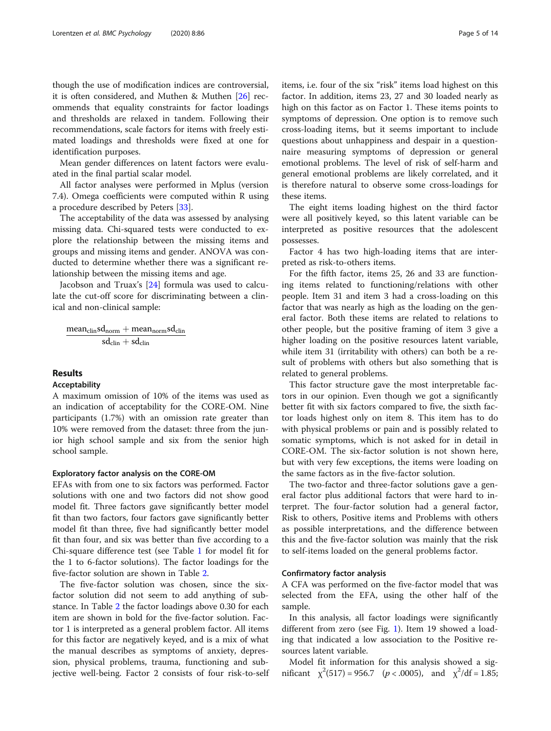though the use of modification indices are controversial, it is often considered, and Muthen & Muthen [26] recommends that equality constraints for factor loadings and thresholds are relaxed in tandem. Following their recommendations, scale factors for items with freely estimated loadings and thresholds were fixed at one for identification purposes.

Mean gender differences on latent factors were evaluated in the final partial scalar model.

All factor analyses were performed in Mplus (version 7.4). Omega coefficients were computed within R using a procedure described by Peters [33].

The acceptability of the data was assessed by analysing missing data. Chi-squared tests were conducted to explore the relationship between the missing items and groups and missing items and gender. ANOVA was conducted to determine whether there was a significant relationship between the missing items and age.

Jacobson and Truax's [24] formula was used to calculate the cut-off score for discriminating between a clinical and non-clinical sample:

$$\frac{\text{mean}_{\text{clin}}\text{sd}_{\text{norm}} + \text{mean}_{\text{norm}}\text{sd}_{\text{clin}}}{\text{sd}_{\text{clin}} + \text{sd}_{\text{clin}}}$$

## Results

### Acceptability

A maximum omission of 10% of the items was used as an indication of acceptability for the CORE-OM. Nine participants (1.7%) with an omission rate greater than 10% were removed from the dataset: three from the junior high school sample and six from the senior high school sample.

#### Exploratory factor analysis on the CORE-OM

EFAs with from one to six factors was performed. Factor solutions with one and two factors did not show good model fit. Three factors gave significantly better model fit than two factors, four factors gave significantly better model fit than three, five had significantly better model fit than four, and six was better than five according to a Chi-square difference test (see Table 1 for model fit for the 1 to 6-factor solutions). The factor loadings for the five-factor solution are shown in Table 2.

The five-factor solution was chosen, since the six-factor solution did not seem to add anything of substance. In Table 2 the factor loadings above 0.30 for each item are shown in bold for the five-factor solution. Factor 1 is interpreted as a general problem factor. All items for this factor are negatively keyed, and is a mix of what the manual describes as symptoms of anxiety, depression, physical problems, trauma, functioning and subjective well-being. Factor 2 consists of four risk-to-self items, i.e. four of the six "risk" items load highest on this factor. In addition, items 23, 27 and 30 loaded nearly as high on this factor as on Factor 1. These items points to symptoms of depression. One option is to remove such cross-loading items, but it seems important to include questions about unhappiness and despair in a questionnaire measuring symptoms of depression or general emotional problems. The level of risk of self-harm and general emotional problems are likely correlated, and it is therefore natural to observe some cross-loadings for these items.

The eight items loading highest on the third factor were all positively keyed, so this latent variable can be interpreted as positive resources that the adolescent possesses.

Factor 4 has two high-loading items that are interpreted as risk-to-others items.

For the fifth factor, items 25, 26 and 33 are functioning items related to functioning/relations with other people. Item 31 and item 3 had a cross-loading on this factor that was nearly as high as the loading on the general factor. Both these items are related to other people, but the positive framing of item 3 give a higher loading on the positive resources latent variable, while item 31 (irritability with others) can both be a result of problems with others but also something that is related to general problems.

This factor structure gave the most interpretable factors in our opinion. Even though we got a significantly better fit with six factors compared to five, the sixth factor loads highest only on item 8. This item has to do with physical problems or pain and is possibly related to somatic symptoms, which is not asked for in detail in CORE-OM. The six-factor solution is not shown here, but with very few exceptions, the items were loading on the same factors as in the five-factor solution.

The two-factor and three-factor solutions gave a general factor plus additional factors that were hard to interpret. The four-factor solution had a general factor, Risk to others, Positive items and Problems with others as possible interpretations, and the difference between this and the five-factor solution was mainly that the risk to self-items loaded on the general problems factor.

#### Confirmatory factor analysis

A CFA was performed on the five-factor model that was selected from the EFA, using the other half of the sample.

In this analysis, all factor loadings were significantly different from zero (see Fig. 1). Item 19 showed a loading that indicated a low association to the Positive resources latent variable.

Model fit information for this analysis showed a significant $\chi^2(517) = 956.7$ $(p < .0005)$, and $\chi^2/\text{df} = 1.85$;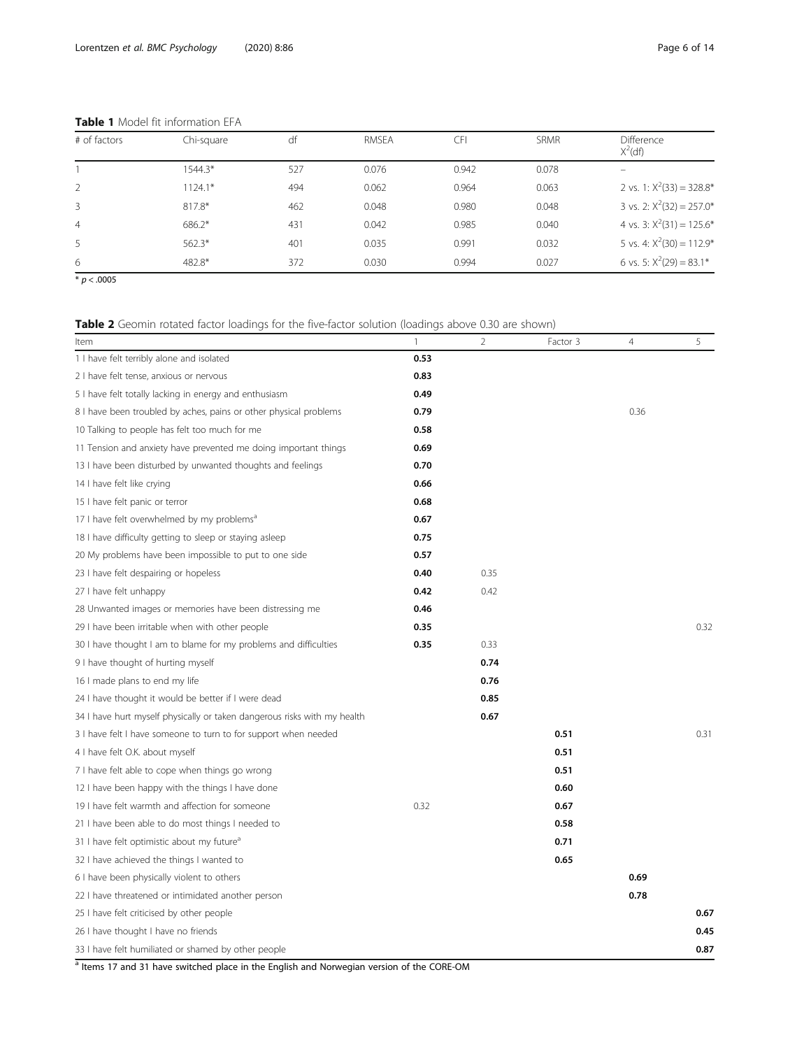**Table 1** Model fit information EFA

| # of factors | Chi-square | df | RMSEA | CFI | SRMR | Difference $X^2$(df) |
|---|---|---|---|---|---|---|
| 1 | 1544.3* | 527 | 0.076 | 0.942 | 0.078 | – |
| 2 | 1124.1* | 494 | 0.062 | 0.964 | 0.063 | 2 vs. 1: $X^2(33) = 328.8$* |
| 3 | 817.8* | 462 | 0.048 | 0.980 | 0.048 | 3 vs. 2: $X^2(32) = 257.0$* |
| 4 | 686.2* | 431 | 0.042 | 0.985 | 0.040 | 4 vs. 3: $X^2(31) = 125.6$* |
| 5 | 562.3* | 401 | 0.035 | 0.991 | 0.032 | 5 vs. 4: $X^2(30) = 112.9$* |
| 6 | 482.8* | 372 | 0.030 | 0.994 | 0.027 | 6 vs. 5: $X^2(29) = 83.1$* |

* $p < .0005$

**Table 2** Geomin rotated factor loadings for the five-factor solution (loadings above 0.30 are shown)

| Item | 1 | 2 | Factor 3 | 4 | 5 |
|---|---|---|---|---|---|
| 1 I have felt terribly alone and isolated | **0.53** | | | | |
| 2 I have felt tense, anxious or nervous | **0.83** | | | | |
| 5 I have felt totally lacking in energy and enthusiasm | **0.49** | | | | |
| 8 I have been troubled by aches, pains or other physical problems | **0.79** | | | 0.36 | |
| 10 Talking to people has felt too much for me | **0.58** | | | | |
| 11 Tension and anxiety have prevented me doing important things | **0.69** | | | | |
| 13 I have been disturbed by unwanted thoughts and feelings | **0.70** | | | | |
| 14 I have felt like crying | **0.66** | | | | |
| 15 I have felt panic or terror | **0.68** | | | | |
| 17 I have felt overwhelmed by my problems[a] | **0.67** | | | | |
| 18 I have difficulty getting to sleep or staying asleep | **0.75** | | | | |
| 20 My problems have been impossible to put to one side | **0.57** | | | | |
| 23 I have felt despairing or hopeless | **0.40** | 0.35 | | | |
| 27 I have felt unhappy | **0.42** | 0.42 | | | |
| 28 Unwanted images or memories have been distressing me | **0.46** | | | | |
| 29 I have been irritable when with other people | **0.35** | | | | 0.32 |
| 30 I have thought I am to blame for my problems and difficulties | **0.35** | 0.33 | | | |
| 9 I have thought of hurting myself | | **0.74** | | | |
| 16 I made plans to end my life | | **0.76** | | | |
| 24 I have thought it would be better if I were dead | | **0.85** | | | |
| 34 I have hurt myself physically or taken dangerous risks with my health | | **0.67** | | | |
| 3 I have felt I have someone to turn to for support when needed | | | **0.51** | | 0.31 |
| 4 I have felt O.K. about myself | | | **0.51** | | |
| 7 I have felt able to cope when things go wrong | | | **0.51** | | |
| 12 I have been happy with the things I have done | | | **0.60** | | |
| 19 I have felt warmth and affection for someone | 0.32 | | **0.67** | | |
| 21 I have been able to do most things I needed to | | | **0.58** | | |
| 31 I have felt optimistic about my future[a] | | | **0.71** | | |
| 32 I have achieved the things I wanted to | | | **0.65** | | |
| 6 I have been physically violent to others | | | | **0.69** | |
| 22 I have threatened or intimidated another person | | | | **0.78** | |
| 25 I have felt criticised by other people | | | | | **0.67** |
| 26 I have thought I have no friends | | | | | **0.45** |
| 33 I have felt humiliated or shamed by other people | | | | | **0.87** |

[a] Items 17 and 31 have switched place in the English and Norwegian version of the CORE-OM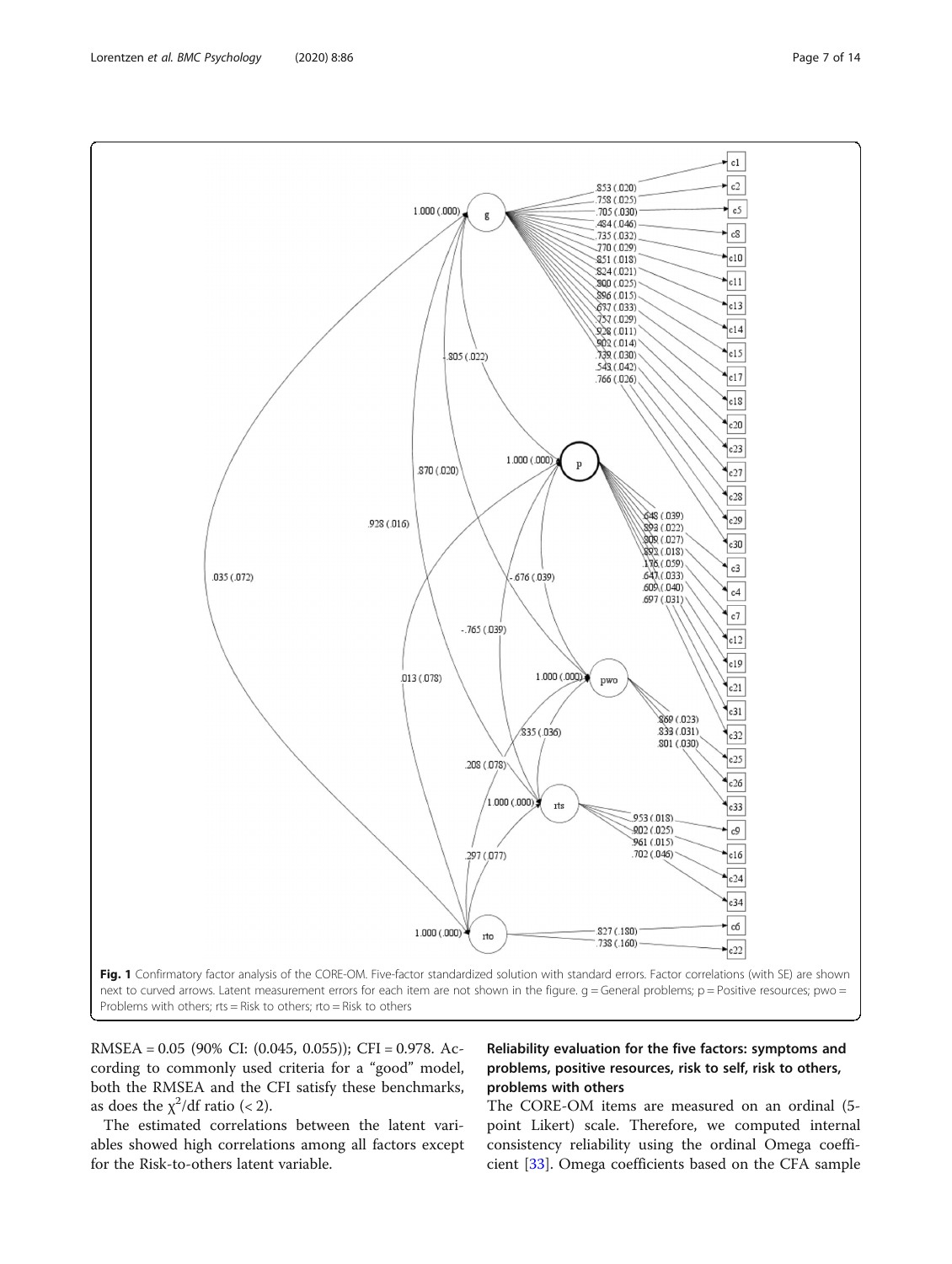Fig. 1 Confirmatory factor analysis of the CORE-OM. Five-factor standardized solution with standard errors. Factor correlations (with SE) are shown next to curved arrows. Latent measurement errors for each item are not shown in the figure. g = General problems; p = Positive resources; pwo = Problems with others; rts = Risk to others; rto = Risk to others

RMSEA = 0.05 (90% CI: (0.045, 0.055)); CFI = 0.978. According to commonly used criteria for a "good" model, both the RMSEA and the CFI satisfy these benchmarks, as does the $\chi^2$/df ratio (< 2).

The estimated correlations between the latent variables showed high correlations among all factors except for the Risk-to-others latent variable.

## Reliability evaluation for the five factors: symptoms and problems, positive resources, risk to self, risk to others, problems with others

The CORE-OM items are measured on an ordinal (5-point Likert) scale. Therefore, we computed internal consistency reliability using the ordinal Omega coefficient [33]. Omega coefficients based on the CFA sample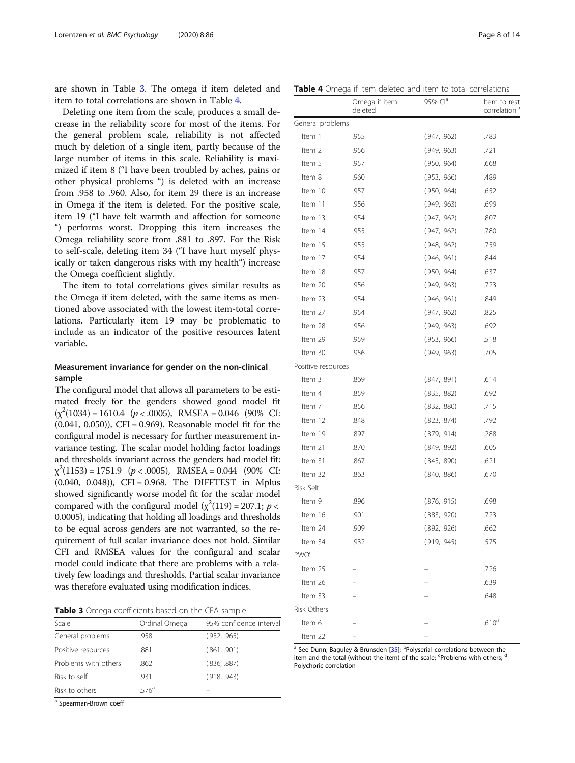are shown in Table 3. The omega if item deleted and item to total correlations are shown in Table 4.

Deleting one item from the scale, produces a small decrease in the reliability score for most of the items. For the general problem scale, reliability is not affected much by deletion of a single item, partly because of the large number of items in this scale. Reliability is maximized if item 8 ("I have been troubled by aches, pains or other physical problems ") is deleted with an increase from .958 to .960. Also, for item 29 there is an increase in Omega if the item is deleted. For the positive scale, item 19 ("I have felt warmth and affection for someone ") performs worst. Dropping this item increases the Omega reliability score from .881 to .897. For the Risk to self-scale, deleting item 34 ("I have hurt myself physically or taken dangerous risks with my health") increase the Omega coefficient slightly.

The item to total correlations gives similar results as the Omega if item deleted, with the same items as mentioned above associated with the lowest item-total correlations. Particularly item 19 may be problematic to include as an indicator of the positive resources latent variable.

### Measurement invariance for gender on the non-clinical sample

The configural model that allows all parameters to be estimated freely for the genders showed good model fit ($\chi^2(1034) = 1610.4$ ($p < .0005$), RMSEA = 0.046 (90% CI: (0.041, 0.050)), CFI = 0.969). Reasonable model fit for the configural model is necessary for further measurement invariance testing. The scalar model holding factor loadings and thresholds invariant across the genders had model fit: $\chi^2(1153) = 1751.9$ ($p < .0005$), RMSEA = 0.044 (90% CI: (0.040, 0.048)), CFI = 0.968. The DIFFTEST in Mplus showed significantly worse model fit for the scalar model compared with the configural model ($\chi^2(119) = 207.1$; $p < 0.0005$), indicating that holding all loadings and thresholds to be equal across genders are not warranted, so the requirement of full scalar invariance does not hold. Similar CFI and RMSEA values for the configural and scalar model could indicate that there are problems with a relatively few loadings and thresholds. Partial scalar invariance was therefore evaluated using modification indices.

**Table 3** Omega coefficients based on the CFA sample

| Scale | Ordinal Omega | 95% confidence interval |
|---|---|---|
| General problems | .958 | (.952, .965) |
| Positive resources | .881 | (.861, .901) |
| Problems with others | .862 | (.836, .887) |
| Risk to self | .931 | (.918, .943) |
| Risk to others | .576[a] | – |

[a] Spearman-Brown coeff

**Table 4** Omega if item deleted and item to total correlations

| | Omega if item deleted | 95% CI[a] | Item to rest correlation[b] |
|---|---|---|---|
| General problems | | | |
| Item 1 | .955 | (.947, .962) | .783 |
| Item 2 | .956 | (.949, .963) | .721 |
| Item 5 | .957 | (.950, .964) | .668 |
| Item 8 | .960 | (.953, .966) | .489 |
| Item 10 | .957 | (.950, .964) | .652 |
| Item 11 | .956 | (.949, .963) | .699 |
| Item 13 | .954 | (.947, .962) | .807 |
| Item 14 | .955 | (.947, .962) | .780 |
| Item 15 | .955 | (.948, .962) | .759 |
| Item 17 | .954 | (.946, .961) | .844 |
| Item 18 | .957 | (.950, .964) | .637 |
| Item 20 | .956 | (.949, .963) | .723 |
| Item 23 | .954 | (.946, .961) | .849 |
| Item 27 | .954 | (.947, .962) | .825 |
| Item 28 | .956 | (.949, .963) | .692 |
| Item 29 | .959 | (.953, .966) | .518 |
| Item 30 | .956 | (.949, .963) | .705 |
| Positive resources | | | |
| Item 3 | .869 | (.847, .891) | .614 |
| Item 4 | .859 | (.835, .882) | .692 |
| Item 7 | .856 | (.832, .880) | .715 |
| Item 12 | .848 | (.823, .874) | .792 |
| Item 19 | .897 | (.879, .914) | .288 |
| Item 21 | .870 | (.849, .892) | .605 |
| Item 31 | .867 | (.845, .890) | .621 |
| Item 32 | .863 | (.840, .886) | .670 |
| Risk Self | | | |
| Item 9 | .896 | (.876, .915) | .698 |
| Item 16 | .901 | (.883, .920) | .723 |
| Item 24 | .909 | (.892, .926) | .662 |
| Item 34 | .932 | (.919, .945) | .575 |
| PWO[c] | | | |
| Item 25 | – | – | .726 |
| Item 26 | – | – | .639 |
| Item 33 | – | – | .648 |
| Risk Others | | | |
| Item 6 | – | – | .610[d] |
| Item 22 | – | – | |

[a] See Dunn, Baguley & Brunsden [35]; [b]Polyserial correlations between the item and the total (without the item) of the scale; [c]Problems with others; [d] Polychoric correlation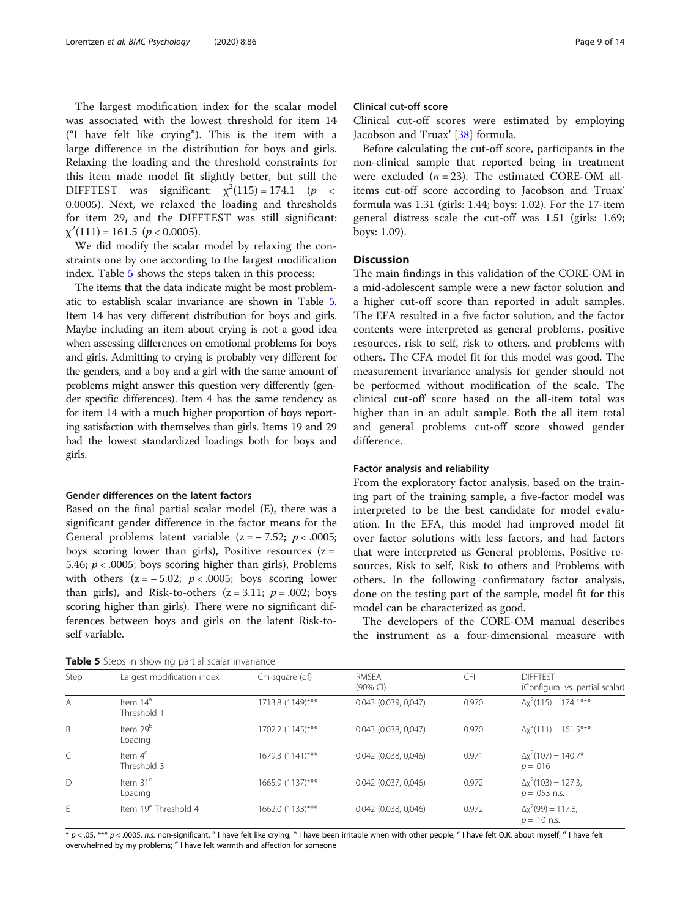The largest modification index for the scalar model was associated with the lowest threshold for item 14 ("I have felt like crying"). This is the item with a large difference in the distribution for boys and girls. Relaxing the loading and the threshold constraints for this item made model fit slightly better, but still the DIFFTEST was significant: $\chi^2(115) = 174.1$ ($p < 0.0005$). Next, we relaxed the loading and thresholds for item 29, and the DIFFTEST was still significant: $\chi^2(111) = 161.5$ ($p < 0.0005$).

We did modify the scalar model by relaxing the constraints one by one according to the largest modification index. Table 5 shows the steps taken in this process:

The items that the data indicate might be most problematic to establish scalar invariance are shown in Table 5. Item 14 has very different distribution for boys and girls. Maybe including an item about crying is not a good idea when assessing differences on emotional problems for boys and girls. Admitting to crying is probably very different for the genders, and a boy and a girl with the same amount of problems might answer this question very differently (gender specific differences). Item 4 has the same tendency as for item 14 with a much higher proportion of boys reporting satisfaction with themselves than girls. Items 19 and 29 had the lowest standardized loadings both for boys and girls.

### Gender differences on the latent factors

Based on the final partial scalar model (E), there was a significant gender difference in the factor means for the General problems latent variable ($z = -7.52$; $p < .0005$; boys scoring lower than girls), Positive resources ($z = 5.46$; $p < .0005$; boys scoring higher than girls), Problems with others ($z = -5.02$; $p < .0005$; boys scoring lower than girls), and Risk-to-others ($z = 3.11$; $p = .002$; boys scoring higher than girls). There were no significant differences between boys and girls on the latent Risk-to-self variable.

### Clinical cut-off score

Clinical cut-off scores were estimated by employing Jacobson and Truax' [38] formula.

Before calculating the cut-off score, participants in the non-clinical sample that reported being in treatment were excluded ($n = 23$). The estimated CORE-OM all-items cut-off score according to Jacobson and Truax' formula was 1.31 (girls: 1.44; boys: 1.02). For the 17-item general distress scale the cut-off was 1.51 (girls: 1.69; boys: 1.09).

## Discussion

The main findings in this validation of the CORE-OM in a mid-adolescent sample were a new factor solution and a higher cut-off score than reported in adult samples. The EFA resulted in a five factor solution, and the factor contents were interpreted as general problems, positive resources, risk to self, risk to others, and problems with others. The CFA model fit for this model was good. The measurement invariance analysis for gender should not be performed without modification of the scale. The clinical cut-off score based on the all-item total was higher than in an adult sample. Both the all item total and general problems cut-off score showed gender difference.

### Factor analysis and reliability

From the exploratory factor analysis, based on the training part of the training sample, a five-factor model was interpreted to be the best candidate for model evaluation. In the EFA, this model had improved model fit over factor solutions with less factors, and had factors that were interpreted as General problems, Positive resources, Risk to self, Risk to others and Problems with others. In the following confirmatory factor analysis, done on the testing part of the sample, model fit for this model can be characterized as good.

The developers of the CORE-OM manual describes the instrument as a four-dimensional measure with

**Table 5** Steps in showing partial scalar invariance

| Step | Largest modification index | Chi-square (df) | RMSEA (90% CI) | CFI | DIFFTEST (Configural vs. partial scalar) |
|---|---|---|---|---|---|
| A | Item 14[a] Threshold 1 | 1713.8 (1149)*** | 0.043 (0.039, 0,047) | 0.970 | $\Delta\chi^2(115) = 174.1$*** |
| B | Item 29[b] Loading | 1702.2 (1145)*** | 0.043 (0.038, 0,047) | 0.970 | $\Delta\chi^2(111) = 161.5$*** |
| C | Item 4[c] Threshold 3 | 1679.3 (1141)*** | 0.042 (0.038, 0,046) | 0.971 | $\Delta\chi^2(107) = 140.7$* $p = .016$ |
| D | Item 31[d] Loading | 1665.9 (1137)*** | 0.042 (0.037, 0,046) | 0.972 | $\Delta\chi^2(103) = 127.3$, $p = .053$ n.s. |
| E | Item 19[e] Threshold 4 | 1662.0 (1133)*** | 0.042 (0.038, 0,046) | 0.972 | $\Delta\chi^2(99) = 117.8$, $p = .10$ n.s. |

\* $p < .05$, *** $p < .0005$. *n.s.* non-significant. [a] I have felt like crying; [b] I have been irritable when with other people; [c] I have felt O.K. about myself; [d] I have felt overwhelmed by my problems; [e] I have felt warmth and affection for someone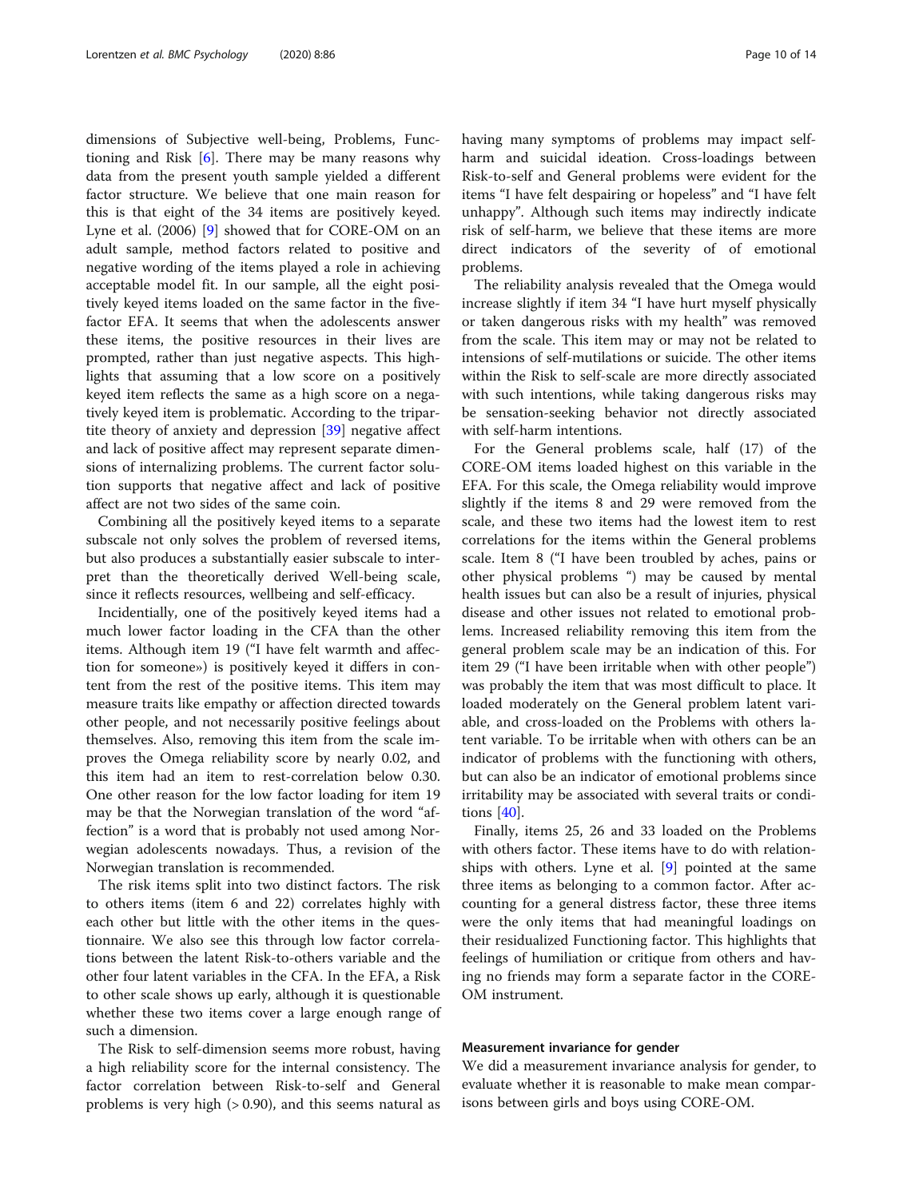dimensions of Subjective well-being, Problems, Functioning and Risk [6]. There may be many reasons why data from the present youth sample yielded a different factor structure. We believe that one main reason for this is that eight of the 34 items are positively keyed. Lyne et al. (2006) [9] showed that for CORE-OM on an adult sample, method factors related to positive and negative wording of the items played a role in achieving acceptable model fit. In our sample, all the eight positively keyed items loaded on the same factor in the five-factor EFA. It seems that when the adolescents answer these items, the positive resources in their lives are prompted, rather than just negative aspects. This highlights that assuming that a low score on a positively keyed item reflects the same as a high score on a negatively keyed item is problematic. According to the tripartite theory of anxiety and depression [39] negative affect and lack of positive affect may represent separate dimensions of internalizing problems. The current factor solution supports that negative affect and lack of positive affect are not two sides of the same coin.

Combining all the positively keyed items to a separate subscale not only solves the problem of reversed items, but also produces a substantially easier subscale to interpret than the theoretically derived Well-being scale, since it reflects resources, wellbeing and self-efficacy.

Incidentially, one of the positively keyed items had a much lower factor loading in the CFA than the other items. Although item 19 ("I have felt warmth and affection for someone») is positively keyed it differs in content from the rest of the positive items. This item may measure traits like empathy or affection directed towards other people, and not necessarily positive feelings about themselves. Also, removing this item from the scale improves the Omega reliability score by nearly 0.02, and this item had an item to rest-correlation below 0.30. One other reason for the low factor loading for item 19 may be that the Norwegian translation of the word "affection" is a word that is probably not used among Norwegian adolescents nowadays. Thus, a revision of the Norwegian translation is recommended.

The risk items split into two distinct factors. The risk to others items (item 6 and 22) correlates highly with each other but little with the other items in the questionnaire. We also see this through low factor correlations between the latent Risk-to-others variable and the other four latent variables in the CFA. In the EFA, a Risk to other scale shows up early, although it is questionable whether these two items cover a large enough range of such a dimension.

The Risk to self-dimension seems more robust, having a high reliability score for the internal consistency. The factor correlation between Risk-to-self and General problems is very high (> 0.90), and this seems natural as having many symptoms of problems may impact self-harm and suicidal ideation. Cross-loadings between Risk-to-self and General problems were evident for the items "I have felt despairing or hopeless" and "I have felt unhappy". Although such items may indirectly indicate risk of self-harm, we believe that these items are more direct indicators of the severity of of emotional problems.

The reliability analysis revealed that the Omega would increase slightly if item 34 "I have hurt myself physically or taken dangerous risks with my health" was removed from the scale. This item may or may not be related to intensions of self-mutilations or suicide. The other items within the Risk to self-scale are more directly associated with such intentions, while taking dangerous risks may be sensation-seeking behavior not directly associated with self-harm intentions.

For the General problems scale, half (17) of the CORE-OM items loaded highest on this variable in the EFA. For this scale, the Omega reliability would improve slightly if the items 8 and 29 were removed from the scale, and these two items had the lowest item to rest correlations for the items within the General problems scale. Item 8 ("I have been troubled by aches, pains or other physical problems ") may be caused by mental health issues but can also be a result of injuries, physical disease and other issues not related to emotional problems. Increased reliability removing this item from the general problem scale may be an indication of this. For item 29 ("I have been irritable when with other people") was probably the item that was most difficult to place. It loaded moderately on the General problem latent variable, and cross-loaded on the Problems with others latent variable. To be irritable when with others can be an indicator of problems with the functioning with others, but can also be an indicator of emotional problems since irritability may be associated with several traits or conditions [40].

Finally, items 25, 26 and 33 loaded on the Problems with others factor. These items have to do with relationships with others. Lyne et al. [9] pointed at the same three items as belonging to a common factor. After accounting for a general distress factor, these three items were the only items that had meaningful loadings on their residualized Functioning factor. This highlights that feelings of humiliation or critique from others and having no friends may form a separate factor in the CORE-OM instrument.

### Measurement invariance for gender

We did a measurement invariance analysis for gender, to evaluate whether it is reasonable to make mean comparisons between girls and boys using CORE-OM.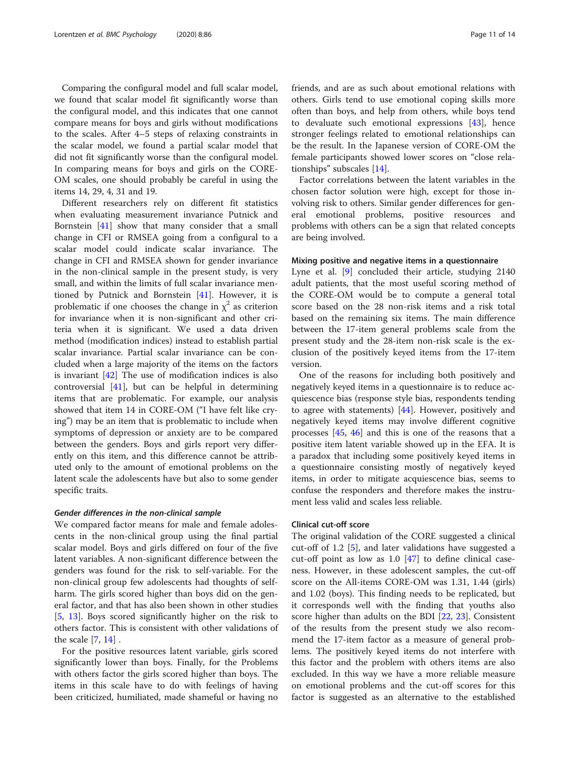Comparing the configural model and full scalar model, we found that scalar model fit significantly worse than the configural model, and this indicates that one cannot compare means for boys and girls without modifications to the scales. After 4–5 steps of relaxing constraints in the scalar model, we found a partial scalar model that did not fit significantly worse than the configural model. In comparing means for boys and girls on the CORE-OM scales, one should probably be careful in using the items 14, 29, 4, 31 and 19.

Different researchers rely on different fit statistics when evaluating measurement invariance Putnick and Bornstein [41] show that many consider that a small change in CFI or RMSEA going from a configural to a scalar model could indicate scalar invariance. The change in CFI and RMSEA shown for gender invariance in the non-clinical sample in the present study, is very small, and within the limits of full scalar invariance mentioned by Putnick and Bornstein [41]. However, it is problematic if one chooses the change in $\chi^2$ as criterion for invariance when it is non-significant and other criteria when it is significant. We used a data driven method (modification indices) instead to establish partial scalar invariance. Partial scalar invariance can be concluded when a large majority of the items on the factors is invariant [42] The use of modification indices is also controversial [41], but can be helpful in determining items that are problematic. For example, our analysis showed that item 14 in CORE-OM ("I have felt like crying") may be an item that is problematic to include when symptoms of depression or anxiety are to be compared between the genders. Boys and girls report very differently on this item, and this difference cannot be attributed only to the amount of emotional problems on the latent scale the adolescents have but also to some gender specific traits.

#### *Gender differences in the non-clinical sample*

We compared factor means for male and female adolescents in the non-clinical group using the final partial scalar model. Boys and girls differed on four of the five latent variables. A non-significant difference between the genders was found for the risk to self-variable. For the non-clinical group few adolescents had thoughts of self-harm. The girls scored higher than boys did on the general factor, and that has also been shown in other studies [5, 13]. Boys scored significantly higher on the risk to others factor. This is consistent with other validations of the scale [7, 14] .

For the positive resources latent variable, girls scored significantly lower than boys. Finally, for the Problems with others factor the girls scored higher than boys. The items in this scale have to do with feelings of having been criticized, humiliated, made shameful or having no friends, and are as such about emotional relations with others. Girls tend to use emotional coping skills more often than boys, and help from others, while boys tend to devaluate such emotional expressions [43], hence stronger feelings related to emotional relationships can be the result. In the Japanese version of CORE-OM the female participants showed lower scores on "close relationships" subscales [14].

Factor correlations between the latent variables in the chosen factor solution were high, except for those involving risk to others. Similar gender differences for general emotional problems, positive resources and problems with others can be a sign that related concepts are being involved.

### Mixing positive and negative items in a questionnaire

Lyne et al. [9] concluded their article, studying 2140 adult patients, that the most useful scoring method of the CORE-OM would be to compute a general total score based on the 28 non-risk items and a risk total based on the remaining six items. The main difference between the 17-item general problems scale from the present study and the 28-item non-risk scale is the exclusion of the positively keyed items from the 17-item version.

One of the reasons for including both positively and negatively keyed items in a questionnaire is to reduce acquiescence bias (response style bias, respondents tending to agree with statements) [44]. However, positively and negatively keyed items may involve different cognitive processes [45, 46] and this is one of the reasons that a positive item latent variable showed up in the EFA. It is a paradox that including some positively keyed items in a questionnaire consisting mostly of negatively keyed items, in order to mitigate acquiescence bias, seems to confuse the responders and therefore makes the instrument less valid and scales less reliable.

### Clinical cut-off score

The original validation of the CORE suggested a clinical cut-off of 1.2 [5], and later validations have suggested a cut-off point as low as 1.0 [47] to define clinical caseness. However, in these adolescent samples, the cut-off score on the All-items CORE-OM was 1.31, 1.44 (girls) and 1.02 (boys). This finding needs to be replicated, but it corresponds well with the finding that youths also score higher than adults on the BDI [22, 23]. Consistent of the results from the present study we also recommend the 17-item factor as a measure of general problems. The positively keyed items do not interfere with this factor and the problem with others items are also excluded. In this way we have a more reliable measure on emotional problems and the cut-off scores for this factor is suggested as an alternative to the established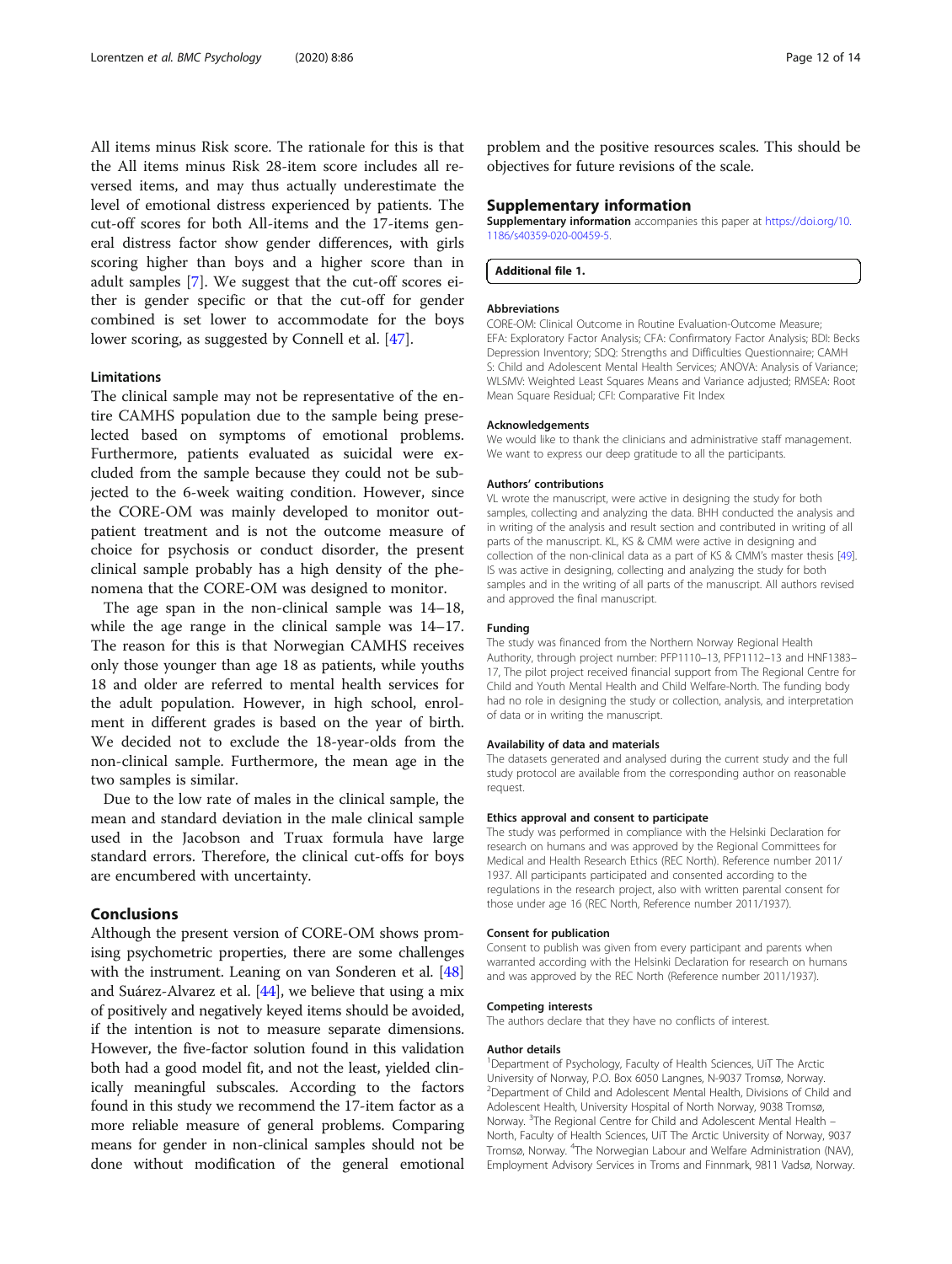All items minus Risk score. The rationale for this is that the All items minus Risk 28-item score includes all reversed items, and may thus actually underestimate the level of emotional distress experienced by patients. The cut-off scores for both All-items and the 17-items general distress factor show gender differences, with girls scoring higher than boys and a higher score than in adult samples [7]. We suggest that the cut-off scores either is gender specific or that the cut-off for gender combined is set lower to accommodate for the boys lower scoring, as suggested by Connell et al. [47].

### Limitations

The clinical sample may not be representative of the entire CAMHS population due to the sample being preselected based on symptoms of emotional problems. Furthermore, patients evaluated as suicidal were excluded from the sample because they could not be subjected to the 6-week waiting condition. However, since the CORE-OM was mainly developed to monitor outpatient treatment and is not the outcome measure of choice for psychosis or conduct disorder, the present clinical sample probably has a high density of the phenomena that the CORE-OM was designed to monitor.

The age span in the non-clinical sample was 14–18, while the age range in the clinical sample was 14–17. The reason for this is that Norwegian CAMHS receives only those younger than age 18 as patients, while youths 18 and older are referred to mental health services for the adult population. However, in high school, enrolment in different grades is based on the year of birth. We decided not to exclude the 18-year-olds from the non-clinical sample. Furthermore, the mean age in the two samples is similar.

Due to the low rate of males in the clinical sample, the mean and standard deviation in the male clinical sample used in the Jacobson and Truax formula have large standard errors. Therefore, the clinical cut-offs for boys are encumbered with uncertainty.

## Conclusions

Although the present version of CORE-OM shows promising psychometric properties, there are some challenges with the instrument. Leaning on van Sonderen et al. [48] and Suárez-Alvarez et al. [44], we believe that using a mix of positively and negatively keyed items should be avoided, if the intention is not to measure separate dimensions. However, the five-factor solution found in this validation both had a good model fit, and not the least, yielded clinically meaningful subscales. According to the factors found in this study we recommend the 17-item factor as a more reliable measure of general problems. Comparing means for gender in non-clinical samples should not be done without modification of the general emotional problem and the positive resources scales. This should be objectives for future revisions of the scale.

## Supplementary information

**Supplementary information** accompanies this paper at https://doi.org/10.1186/s40359-020-00459-5.

**Additional file 1.**

#### Abbreviations

CORE-OM: Clinical Outcome in Routine Evaluation-Outcome Measure; EFA: Exploratory Factor Analysis; CFA: Confirmatory Factor Analysis; BDI: Becks Depression Inventory; SDQ: Strengths and Difficulties Questionnaire; CAMHS: Child and Adolescent Mental Health Services; ANOVA: Analysis of Variance; WLSMV: Weighted Least Squares Means and Variance adjusted; RMSEA: Root Mean Square Residual; CFI: Comparative Fit Index

#### Acknowledgements

We would like to thank the clinicians and administrative staff management. We want to express our deep gratitude to all the participants.

#### Authors' contributions

VL wrote the manuscript, were active in designing the study for both samples, collecting and analyzing the data. BHH conducted the analysis and in writing of the analysis and result section and contributed in writing of all parts of the manuscript. KL, KS & CMM were active in designing and collection of the non-clinical data as a part of KS & CMM's master thesis [49]. IS was active in designing, collecting and analyzing the study for both samples and in the writing of all parts of the manuscript. All authors revised and approved the final manuscript.

#### Funding

The study was financed from the Northern Norway Regional Health Authority, through project number: PFP1110–13, PFP1112–13 and HNF1383–17, The pilot project received financial support from The Regional Centre for Child and Youth Mental Health and Child Welfare-North. The funding body had no role in designing the study or collection, analysis, and interpretation of data or in writing the manuscript.

#### Availability of data and materials

The datasets generated and analysed during the current study and the full study protocol are available from the corresponding author on reasonable request.

#### Ethics approval and consent to participate

The study was performed in compliance with the Helsinki Declaration for research on humans and was approved by the Regional Committees for Medical and Health Research Ethics (REC North). Reference number 2011/1937. All participants participated and consented according to the regulations in the research project, also with written parental consent for those under age 16 (REC North, Reference number 2011/1937).

#### Consent for publication

Consent to publish was given from every participant and parents when warranted according with the Helsinki Declaration for research on humans and was approved by the REC North (Reference number 2011/1937).

#### Competing interests

The authors declare that they have no conflicts of interest.

#### Author details

[1]Department of Psychology, Faculty of Health Sciences, UiT The Arctic University of Norway, P.O. Box 6050 Langnes, N-9037 Tromsø, Norway. [2]Department of Child and Adolescent Mental Health, Divisions of Child and Adolescent Health, University Hospital of North Norway, 9038 Tromsø, Norway. [3]The Regional Centre for Child and Adolescent Mental Health – North, Faculty of Health Sciences, UiT The Arctic University of Norway, 9037 Tromsø, Norway. [4]The Norwegian Labour and Welfare Administration (NAV), Employment Advisory Services in Troms and Finnmark, 9811 Vadsø, Norway.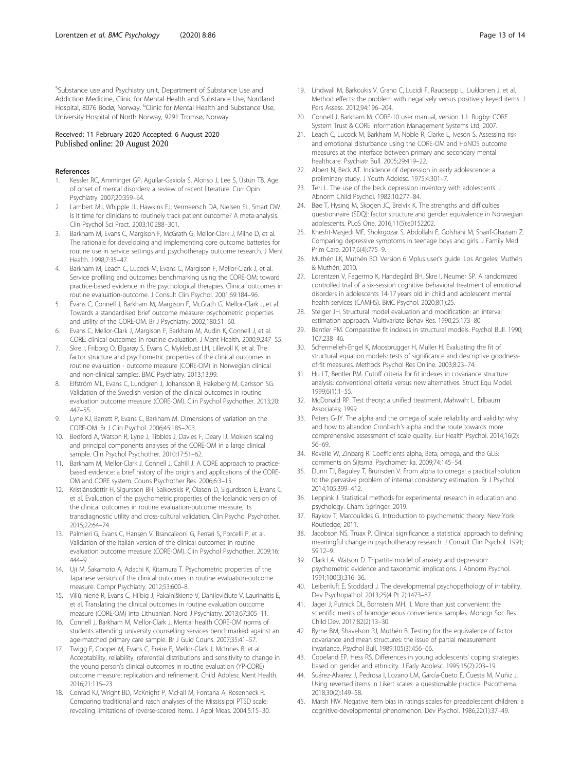[5]Substance use and Psychiatry unit, Department of Substance Use and Addiction Medicine, Clinic for Mental Health and Substance Use, Nordland Hospital, 8076 Bodø, Norway. [6]Clinic for Mental Health and Substance Use, University Hospital of North Norway, 9291 Tromsø, Norway.

Received: 11 February 2020 Accepted: 6 August 2020
Published online: 20 August 2020

## References

1. Kessler RC, Amminger GP, Aguilar-Gaxiola S, Alonso J, Lee S, Üstün TB. Age of onset of mental disorders: a review of recent literature. Curr Opin Psychiatry. 2007;20:359–64.
2. Lambert MJ, Whipple JL, Hawkins EJ, Vermeersch DA, Nielsen SL, Smart DW. Is it time for clinicians to routinely track patient outcome? A meta-analysis. Clin Psychol Sci Pract. 2003;10:288–301.
3. Barkham M, Evans C, Margison F, McGrath G, Mellor-Clark J, Milne D, et al. The rationale for developing and implementing core outcome batteries for routine use in service settings and psychotherapy outcome research. J Ment Health. 1998;7:35–47.
4. Barkham M, Leach C, Lucock M, Evans C, Margison F, Mellor-Clark J, et al. Service profiling and outcomes benchmarking using the CORE-OM: toward practice-based evidence in the psychological therapies. Clinical outcomes in routine evaluation-outcome. J Consult Clin Psychol. 2001;69:184–96.
5. Evans C, Connell J, Barkham M, Margison F, McGrath G, Mellor-Clark J, et al. Towards a standardised brief outcome measure: psychometric properties and utility of the CORE-OM. Br J Psychiatry. 2002;180:51–60.
6. Evans C, Mellor-Clark J, Margison F, Barkham M, Audin K, Connell J, et al. CORE: clinical outcomes in routine evaluation. J Ment Health. 2000;9:247–55.
7. Skre I, Friborg O, Elgarøy S, Evans C, Myklebust LH, Lillevoll K, et al. The factor structure and psychometric properties of the clinical outcomes in routine evaluation - outcome measure (CORE-OM) in Norwegian clinical and non-clinical samples. BMC Psychiatry. 2013;13:99.
8. Elfström ML, Evans C, Lundgren J, Johansson B, Hakeberg M, Carlsson SG. Validation of the Swedish version of the clinical outcomes in routine evaluation outcome measure (CORE-OM). Clin Psychol Psychother. 2013;20:447–55.
9. Lyne KJ, Barrett P, Evans C, Barkham M. Dimensions of variation on the CORE-OM. Br J Clin Psychol. 2006;45:185–203.
10. Bedford A, Watson R, Lyne J, Tibbles J, Davies F, Deary IJ. Mokken scaling and principal components analyses of the CORE-OM in a large clinical sample. Clin Psychol Psychother. 2010;17:51–62.
11. Barkham M, Mellor-Clark J, Connell J, Cahill J. A CORE approach to practice-based evidence: a brief history of the origins and applications of the CORE-OM and CORE system. Couns Psychother Res. 2006;6:3–15.
12. Kristjánsdóttir H, Sigursson BH, Salkovskis P, Ólason D, Sigurdsson E, Evans C, et al. Evaluation of the psychometric properties of the Icelandic version of the clinical outcomes in routine evaluation-outcome measure, its transdiagnostic utility and cross-cultural validation. Clin Psychol Psychother. 2015;22:64–74.
13. Palmieri G, Evans C, Hansen V, Brancaleoni G, Ferrari S, Porcelli P, et al. Validation of the Italian version of the clinical outcomes in routine evaluation outcome measure (CORE-OM). Clin Psychol Psychother. 2009;16:444–9.
14. Uji M, Sakamoto A, Adachi K, Kitamura T. Psychometric properties of the Japanese version of the clinical outcomes in routine evaluation-outcome measure. Compr Psychiatry. 2012;53:600–8.
15. Viliū nienė R, Evans C, Hilbig J, Pakalniškiene V, Danilevičiute V, Laurinaitis E, et al. Translating the clinical outcomes in routine evaluation outcome measure (CORE-OM) into Lithuanian. Nord J Psychiatry. 2013;67:305–11.
16. Connell J, Barkham M, Mellor-Clark J. Mental health CORE-OM norms of students attending university counselling services benchmarked against an age-matched primary care sample. Br J Guid Couns. 2007;35:41–57.
17. Twigg E, Cooper M, Evans C, Freire E, Mellor-Clark J, McInnes B, et al. Acceptability, reliability, referential distributions and sensitivity to change in the young person's clinical outcomes in routine evaluation (YP-CORE) outcome measure: replication and refinement. Child Adolesc Ment Health. 2016;21:115–23.
18. Conrad KJ, Wright BD, McKnight P, McFall M, Fontana A, Rosenheck R. Comparing traditional and rasch analyses of the Mississippi PTSD scale: revealing limitations of reverse-scored items. J Appl Meas. 2004;5:15–30.
19. Lindwall M, Barkoukis V, Grano C, Lucidi F, Raudsepp L, Liukkonen J, et al. Method effects: the problem with negatively versus positively keyed items. J Pers Assess. 2012;94:196–204.
20. Connell J, Barkham M. CORE-10 user manual, version 1.1. Rugby: CORE System Trust & CORE Information Management Systems Ltd; 2007.
21. Leach C, Lucock M, Barkham M, Noble R, Clarke L, Iveson S. Assessing risk and emotional disturbance using the CORE-OM and HoNOS outcome measures at the interface between primary and secondary mental healthcare. Psychiatr Bull. 2005;29:419–22.
22. Albert N, Beck AT. Incidence of depression in early adolescence: a preliminary study. J Youth Adolesc. 1975;4:301–7.
23. Teri L. The use of the beck depression inventory with adolescents. J Abnorm Child Psychol. 1982;10:277–84.
24. Bøe T, Hysing M, Skogen JC, Breivik K. The strengths and difficulties questionnaire (SDQ): factor structure and gender equivalence in Norwegian adolescents. PLoS One. 2016;11(5):e0152202.
25. Khesht-Masjedi MF, Shokrgozar S, Abdollahi E, Golshahi M, Sharif-Ghaziani Z. Comparing depressive symptoms in teenage boys and girls. J Family Med Prim Care. 2017;6(4):775–9.
26. Muthén LK, Muthén BO. Version 6 Mplus user's guide. Los Angeles: Muthén & Muthén; 2010.
27. Lorentzen V, Fagermo K, Handegård BH, Skre I, Neumer SP. A randomized controlled trial of a six-session cognitive behavioral treatment of emotional disorders in adolescents 14-17 years old in child and adolescent mental health services (CAMHS). BMC Psychol. 2020;8(1):25.
28. Steiger JH. Structural model evaluation and modification: an interval estimation approach. Multivariate Behav Res. 1990;25:173–80.
29. Bentler PM. Comparative fit indexes in structural models. Psychol Bull. 1990;107:238–46.
30. Schermelleh-Engel K, Moosbrugger H, Müller H. Evaluating the fit of structural equation models: tests of significance and descriptive goodness-of-fit measures. Methods Psychol Res Online. 2003;8:23–74.
31. Hu LT, Bentler PM. Cutoff criteria for fit indexes in covariance structure analysis: conventional criteria versus new alternatives. Struct Equ Model. 1999;6(1):1–55.
32. McDonald RP. Test theory: a unified treatment. Mahwah: L. Erlbaum Associates; 1999.
33. Peters G-JY. The alpha and the omega of scale reliability and validity: why and how to abandon Cronbach's alpha and the route towards more comprehensive assessment of scale quality. Eur Health Psychol. 2014;16(2):56–69.
34. Revelle W, Zinbarg R. Coefficients alpha, Beta, omega, and the GLB: comments on Sijtsma. Psychometrika. 2009;74:145–54.
35. Dunn TJ, Baguley T, Brunsden V. From alpha to omega: a practical solution to the pervasive problem of internal consistency estimation. Br J Psychol. 2014;105:399–412.
36. Leppink J. Statistical methods for experimental research in education and psychology. Cham: Springer; 2019.
37. Raykov T, Marcoulides G. Introduction to psychometric theory. New York: Routledge; 2011.
38. Jacobson NS, Truax P. Clinical significance: a statistical approach to defining meaningful change in psychotherapy research. J Consult Clin Psychol. 1991;59:12–9.
39. Clark LA, Watson D. Tripartite model of anxiety and depression: psychometric evidence and taxonomic implications. J Abnorm Psychol. 1991;100(3):316–36.
40. Leibenluft E, Stoddard J. The developmental psychopathology of irritability. Dev Psychopathol. 2013;25(4 Pt 2):1473–87.
41. Jager J, Putnick DL, Bornstein MH. II. More than just convenient: the scientific merits of homogeneous convenience samples. Monogr Soc Res Child Dev. 2017;82(2):13–30.
42. Byrne BM, Shavelson RJ, Muthén B. Testing for the equivalence of factor covariance and mean structures: the issue of partial measurement invariance. Psychol Bull. 1989;105(3):456–66.
43. Copeland EP, Hess RS. Differences in young adolescents' coping strategies based on gender and ethnicity. J Early Adolesc. 1995;15(2):203–19.
44. Suárez-Alvarez J, Pedrosa I, Lozano LM, García-Cueto E, Cuesta M, Muñiz J. Using reversed items in Likert scales: a questionable practice. Psicothema. 2018;30(2):149–58.
45. Marsh HW. Negative item bias in ratings scales for preadolescent children: a cognitive-developmental phenomenon. Dev Psychol. 1986;22(1):37–49.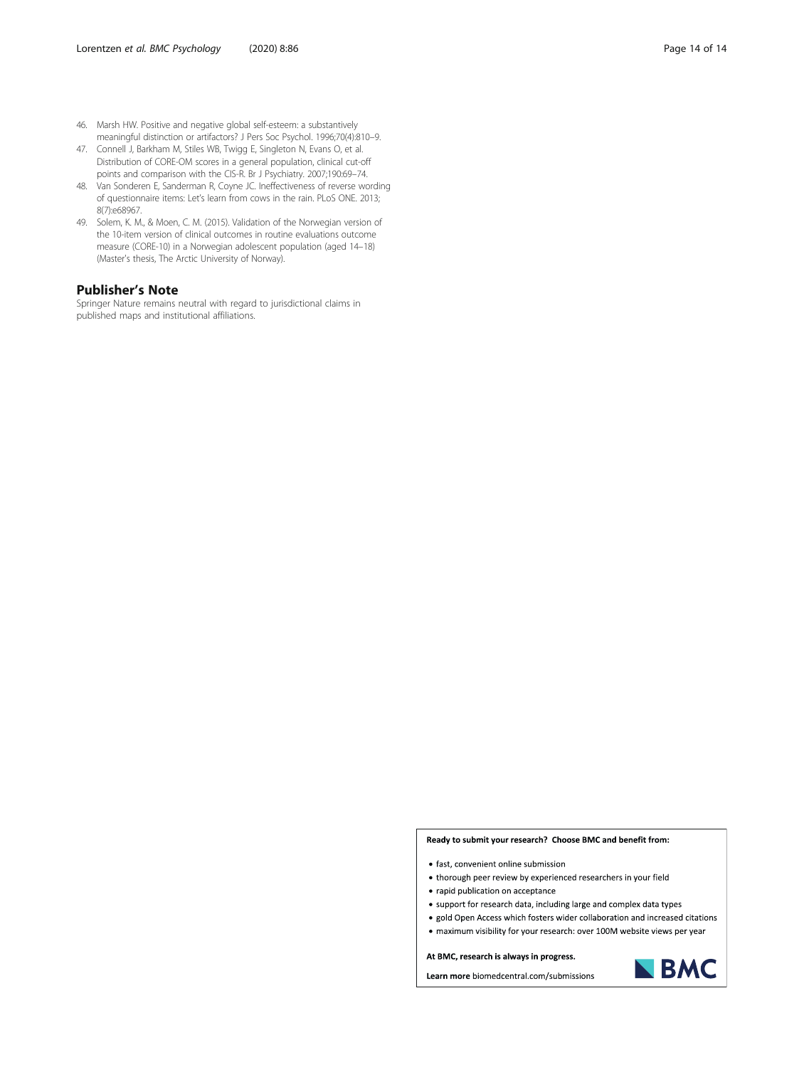46. Marsh HW. Positive and negative global self-esteem: a substantively meaningful distinction or artifactors? J Pers Soc Psychol. 1996;70(4):810–9.
47. Connell J, Barkham M, Stiles WB, Twigg E, Singleton N, Evans O, et al. Distribution of CORE-OM scores in a general population, clinical cut-off points and comparison with the CIS-R. Br J Psychiatry. 2007;190:69–74.
48. Van Sonderen E, Sanderman R, Coyne JC. Ineffectiveness of reverse wording of questionnaire items: Let's learn from cows in the rain. PLoS ONE. 2013; 8(7):e68967.
49. Solem, K. M., & Moen, C. M. (2015). Validation of the Norwegian version of the 10-item version of clinical outcomes in routine evaluations outcome measure (CORE-10) in a Norwegian adolescent population (aged 14–18) (Master's thesis, The Arctic University of Norway).

## Publisher's Note

Springer Nature remains neutral with regard to jurisdictional claims in published maps and institutional affiliations.

**Ready to submit your research? Choose BMC and benefit from:**

- fast, convenient online submission
- thorough peer review by experienced researchers in your field
- rapid publication on acceptance
- support for research data, including large and complex data types
- gold Open Access which fosters wider collaboration and increased citations
- maximum visibility for your research: over 100M website views per year

**At BMC, research is always in progress.**

**Learn more** biomedcentral.com/submissions

BMC